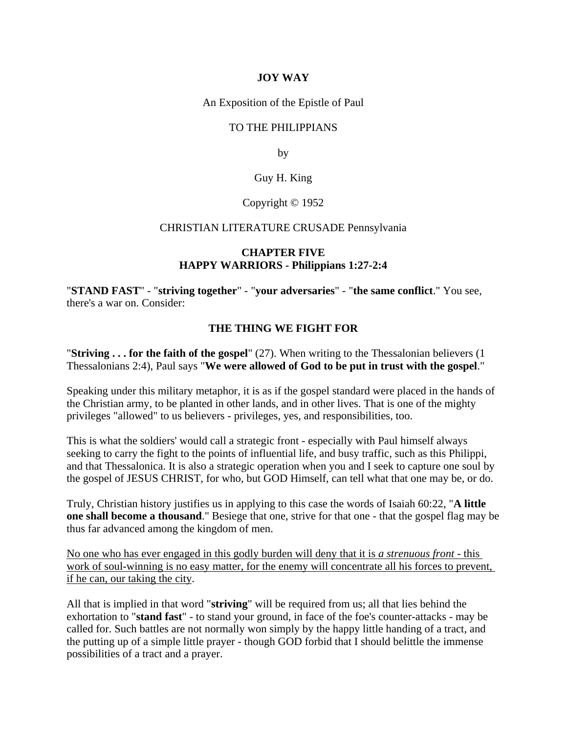# JOY WAY

An Exposition of the Epistle of Paul

TO THE PHILIPPIANS

by

Guy H. King

Copyright © 1952

CHRISTIAN LITERATURE CRUSADE Pennsylvania

## CHAPTER FIVE
## HAPPY WARRIORS - Philippians 1:27-2:4

"**STAND FAST**" - "**striving together**" - "**your adversaries**" - "**the same conflict**." You see, there's a war on. Consider:

### THE THING WE FIGHT FOR

"**Striving . . . for the faith of the gospel**" (27). When writing to the Thessalonian believers (1 Thessalonians 2:4), Paul says "**We were allowed of God to be put in trust with the gospel**."

Speaking under this military metaphor, it is as if the gospel standard were placed in the hands of the Christian army, to be planted in other lands, and in other lives. That is one of the mighty privileges "allowed" to us believers - privileges, yes, and responsibilities, too.

This is what the soldiers' would call a strategic front - especially with Paul himself always seeking to carry the fight to the points of influential life, and busy traffic, such as this Philippi, and that Thessalonica. It is also a strategic operation when you and I seek to capture one soul by the gospel of JESUS CHRIST, for who, but GOD Himself, can tell what that one may be, or do.

Truly, Christian history justifies us in applying to this case the words of Isaiah 60:22, "**A little one shall become a thousand**." Besiege that one, strive for that one - that the gospel flag may be thus far advanced among the kingdom of men.

<u>No one who has ever engaged in this godly burden will deny that it is *a strenuous front* - this work of soul-winning is no easy matter, for the enemy will concentrate all his forces to prevent, if he can, our taking the city</u>.

All that is implied in that word "**striving**" will be required from us; all that lies behind the exhortation to "**stand fast**" - to stand your ground, in face of the foe's counter-attacks - may be called for. Such battles are not normally won simply by the happy little handing of a tract, and the putting up of a simple little prayer - though GOD forbid that I should belittle the immense possibilities of a tract and a prayer.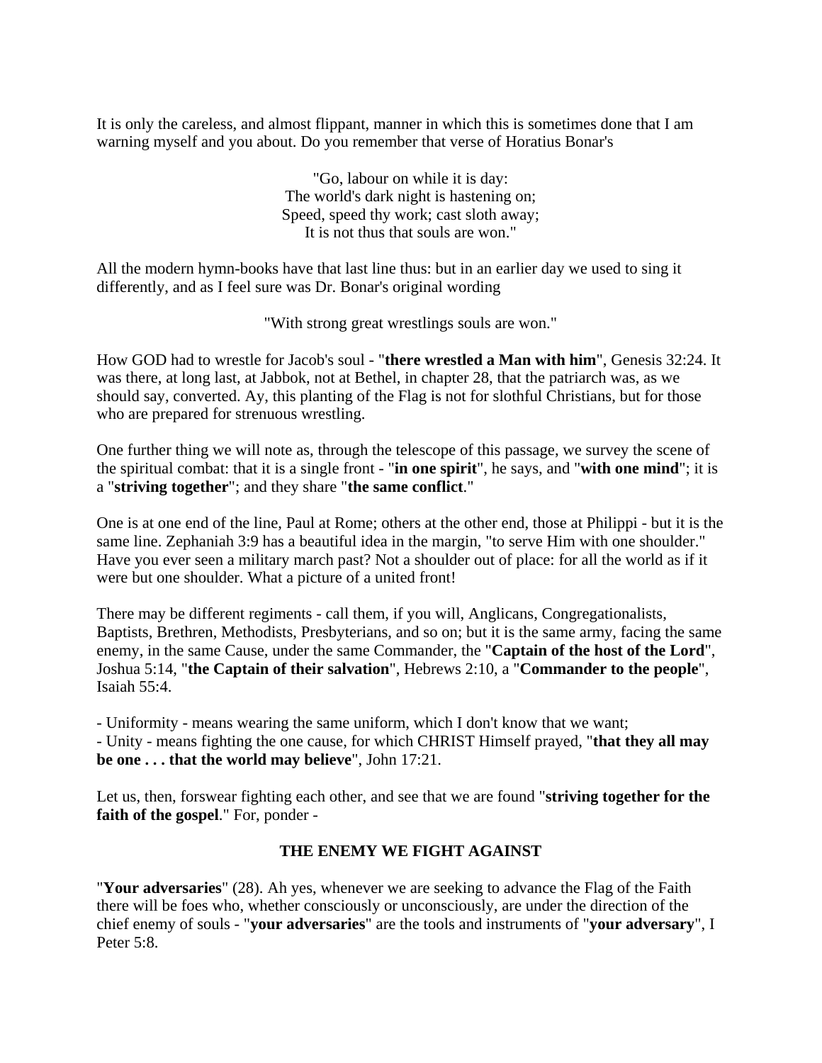It is only the careless, and almost flippant, manner in which this is sometimes done that I am warning myself and you about. Do you remember that verse of Horatius Bonar's

"Go, labour on while it is day:  
The world's dark night is hastening on;  
Speed, speed thy work; cast sloth away;  
It is not thus that souls are won."

All the modern hymn-books have that last line thus: but in an earlier day we used to sing it differently, and as I feel sure was Dr. Bonar's original wording

"With strong great wrestlings souls are won."

How GOD had to wrestle for Jacob's soul - "**there wrestled a Man with him**", Genesis 32:24. It was there, at long last, at Jabbok, not at Bethel, in chapter 28, that the patriarch was, as we should say, converted. Ay, this planting of the Flag is not for slothful Christians, but for those who are prepared for strenuous wrestling.

One further thing we will note as, through the telescope of this passage, we survey the scene of the spiritual combat: that it is a single front - "**in one spirit**", he says, and "**with one mind**"; it is a "**striving together**"; and they share "**the same conflict**."

One is at one end of the line, Paul at Rome; others at the other end, those at Philippi - but it is the same line. Zephaniah 3:9 has a beautiful idea in the margin, "to serve Him with one shoulder." Have you ever seen a military march past? Not a shoulder out of place: for all the world as if it were but one shoulder. What a picture of a united front!

There may be different regiments - call them, if you will, Anglicans, Congregationalists, Baptists, Brethren, Methodists, Presbyterians, and so on; but it is the same army, facing the same enemy, in the same Cause, under the same Commander, the "**Captain of the host of the Lord**", Joshua 5:14, "**the Captain of their salvation**", Hebrews 2:10, a "**Commander to the people**", Isaiah 55:4.

- Uniformity - means wearing the same uniform, which I don't know that we want;
- Unity - means fighting the one cause, for which CHRIST Himself prayed, "**that they all may be one . . . that the world may believe**", John 17:21.

Let us, then, forswear fighting each other, and see that we are found "**striving together for the faith of the gospel**." For, ponder -

## THE ENEMY WE FIGHT AGAINST

"**Your adversaries**" (28). Ah yes, whenever we are seeking to advance the Flag of the Faith there will be foes who, whether consciously or unconsciously, are under the direction of the chief enemy of souls - "**your adversaries**" are the tools and instruments of "**your adversary**", I Peter 5:8.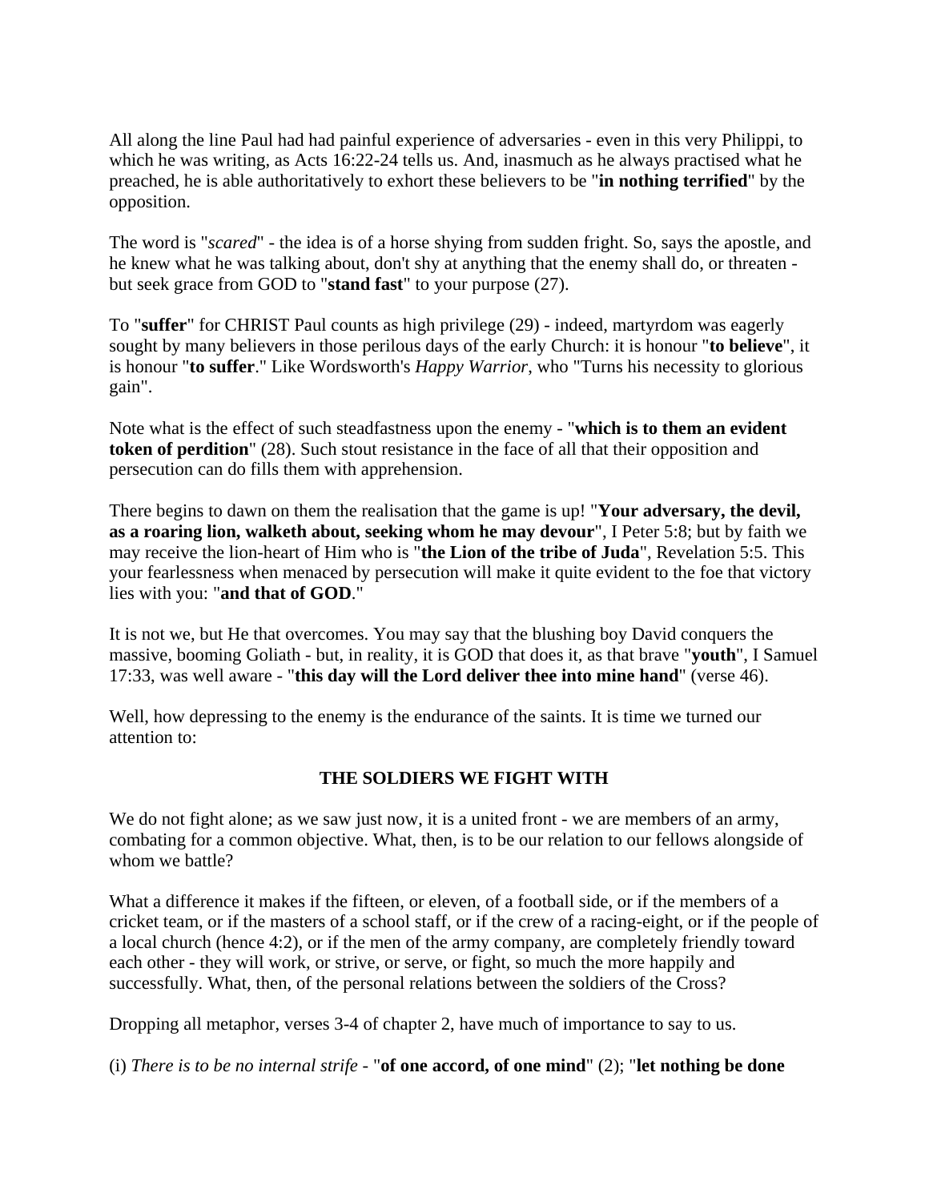All along the line Paul had had painful experience of adversaries - even in this very Philippi, to which he was writing, as Acts 16:22-24 tells us. And, inasmuch as he always practised what he preached, he is able authoritatively to exhort these believers to be "**in nothing terrified**" by the opposition.

The word is "*scared*" - the idea is of a horse shying from sudden fright. So, says the apostle, and he knew what he was talking about, don't shy at anything that the enemy shall do, or threaten - but seek grace from GOD to "**stand fast**" to your purpose (27).

To "**suffer**" for CHRIST Paul counts as high privilege (29) - indeed, martyrdom was eagerly sought by many believers in those perilous days of the early Church: it is honour "**to believe**", it is honour "**to suffer**." Like Wordsworth's *Happy Warrior*, who "Turns his necessity to glorious gain".

Note what is the effect of such steadfastness upon the enemy - "**which is to them an evident token of perdition**" (28). Such stout resistance in the face of all that their opposition and persecution can do fills them with apprehension.

There begins to dawn on them the realisation that the game is up! "**Your adversary, the devil, as a roaring lion, walketh about, seeking whom he may devour**", I Peter 5:8; but by faith we may receive the lion-heart of Him who is "**the Lion of the tribe of Juda**", Revelation 5:5. This your fearlessness when menaced by persecution will make it quite evident to the foe that victory lies with you: "**and that of GOD**."

It is not we, but He that overcomes. You may say that the blushing boy David conquers the massive, booming Goliath - but, in reality, it is GOD that does it, as that brave "**youth**", I Samuel 17:33, was well aware - "**this day will the Lord deliver thee into mine hand**" (verse 46).

Well, how depressing to the enemy is the endurance of the saints. It is time we turned our attention to:

## THE SOLDIERS WE FIGHT WITH

We do not fight alone; as we saw just now, it is a united front - we are members of an army, combating for a common objective. What, then, is to be our relation to our fellows alongside of whom we battle?

What a difference it makes if the fifteen, or eleven, of a football side, or if the members of a cricket team, or if the masters of a school staff, or if the crew of a racing-eight, or if the people of a local church (hence 4:2), or if the men of the army company, are completely friendly toward each other - they will work, or strive, or serve, or fight, so much the more happily and successfully. What, then, of the personal relations between the soldiers of the Cross?

Dropping all metaphor, verses 3-4 of chapter 2, have much of importance to say to us.

(i) *There is to be no internal strife* - "**of one accord, of one mind**" (2); "**let nothing be done**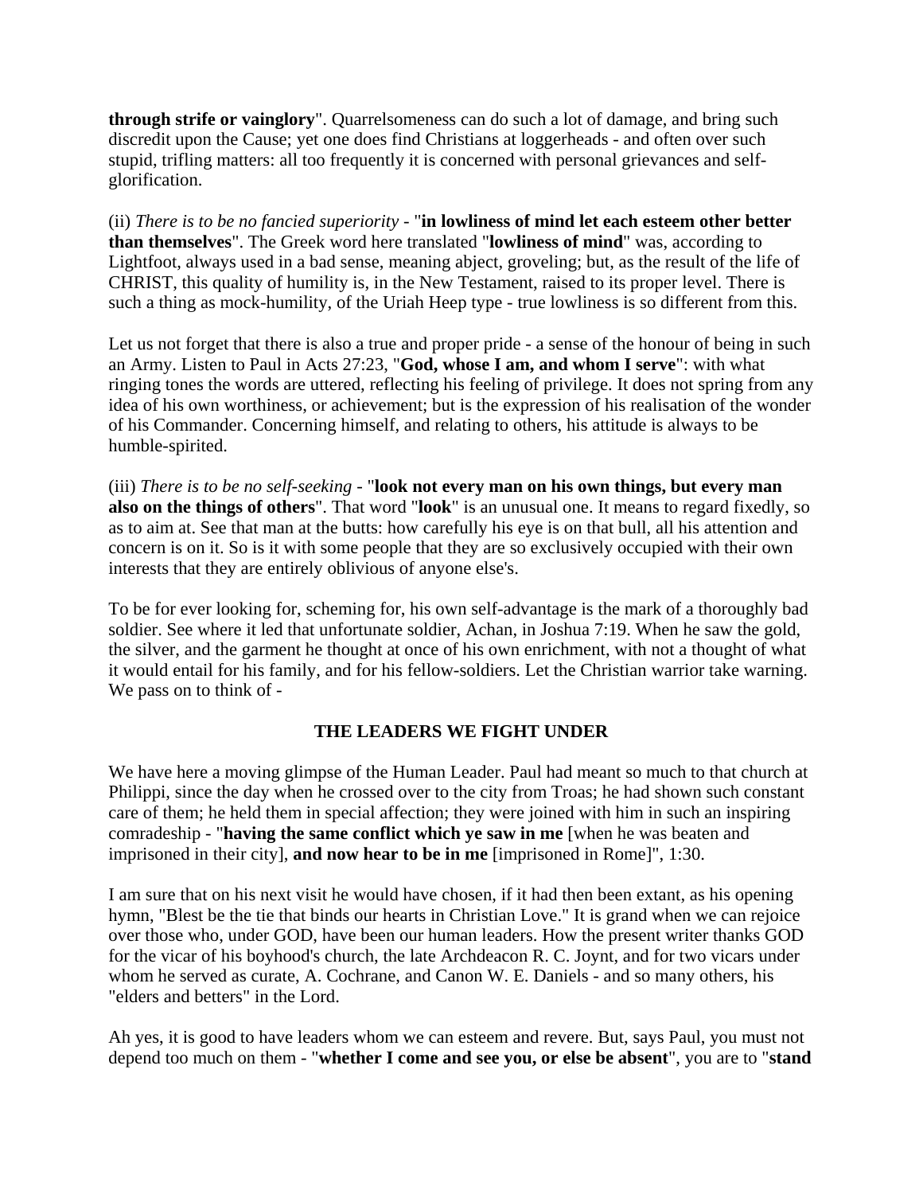**through strife or vainglory**". Quarrelsomeness can do such a lot of damage, and bring such discredit upon the Cause; yet one does find Christians at loggerheads - and often over such stupid, trifling matters: all too frequently it is concerned with personal grievances and self-glorification.

(ii) *There is to be no fancied superiority* - "**in lowliness of mind let each esteem other better than themselves**". The Greek word here translated "**lowliness of mind**" was, according to Lightfoot, always used in a bad sense, meaning abject, groveling; but, as the result of the life of CHRIST, this quality of humility is, in the New Testament, raised to its proper level. There is such a thing as mock-humility, of the Uriah Heep type - true lowliness is so different from this.

Let us not forget that there is also a true and proper pride - a sense of the honour of being in such an Army. Listen to Paul in Acts 27:23, "**God, whose I am, and whom I serve**": with what ringing tones the words are uttered, reflecting his feeling of privilege. It does not spring from any idea of his own worthiness, or achievement; but is the expression of his realisation of the wonder of his Commander. Concerning himself, and relating to others, his attitude is always to be humble-spirited.

(iii) *There is to be no self-seeking* - "**look not every man on his own things, but every man also on the things of others**". That word "**look**" is an unusual one. It means to regard fixedly, so as to aim at. See that man at the butts: how carefully his eye is on that bull, all his attention and concern is on it. So is it with some people that they are so exclusively occupied with their own interests that they are entirely oblivious of anyone else's.

To be for ever looking for, scheming for, his own self-advantage is the mark of a thoroughly bad soldier. See where it led that unfortunate soldier, Achan, in Joshua 7:19. When he saw the gold, the silver, and the garment he thought at once of his own enrichment, with not a thought of what it would entail for his family, and for his fellow-soldiers. Let the Christian warrior take warning. We pass on to think of -

## THE LEADERS WE FIGHT UNDER

We have here a moving glimpse of the Human Leader. Paul had meant so much to that church at Philippi, since the day when he crossed over to the city from Troas; he had shown such constant care of them; he held them in special affection; they were joined with him in such an inspiring comradeship - "**having the same conflict which ye saw in me** [when he was beaten and imprisoned in their city], **and now hear to be in me** [imprisoned in Rome]", 1:30.

I am sure that on his next visit he would have chosen, if it had then been extant, as his opening hymn, "Blest be the tie that binds our hearts in Christian Love." It is grand when we can rejoice over those who, under GOD, have been our human leaders. How the present writer thanks GOD for the vicar of his boyhood's church, the late Archdeacon R. C. Joynt, and for two vicars under whom he served as curate, A. Cochrane, and Canon W. E. Daniels - and so many others, his "elders and betters" in the Lord.

Ah yes, it is good to have leaders whom we can esteem and revere. But, says Paul, you must not depend too much on them - "**whether I come and see you, or else be absent**", you are to "**stand**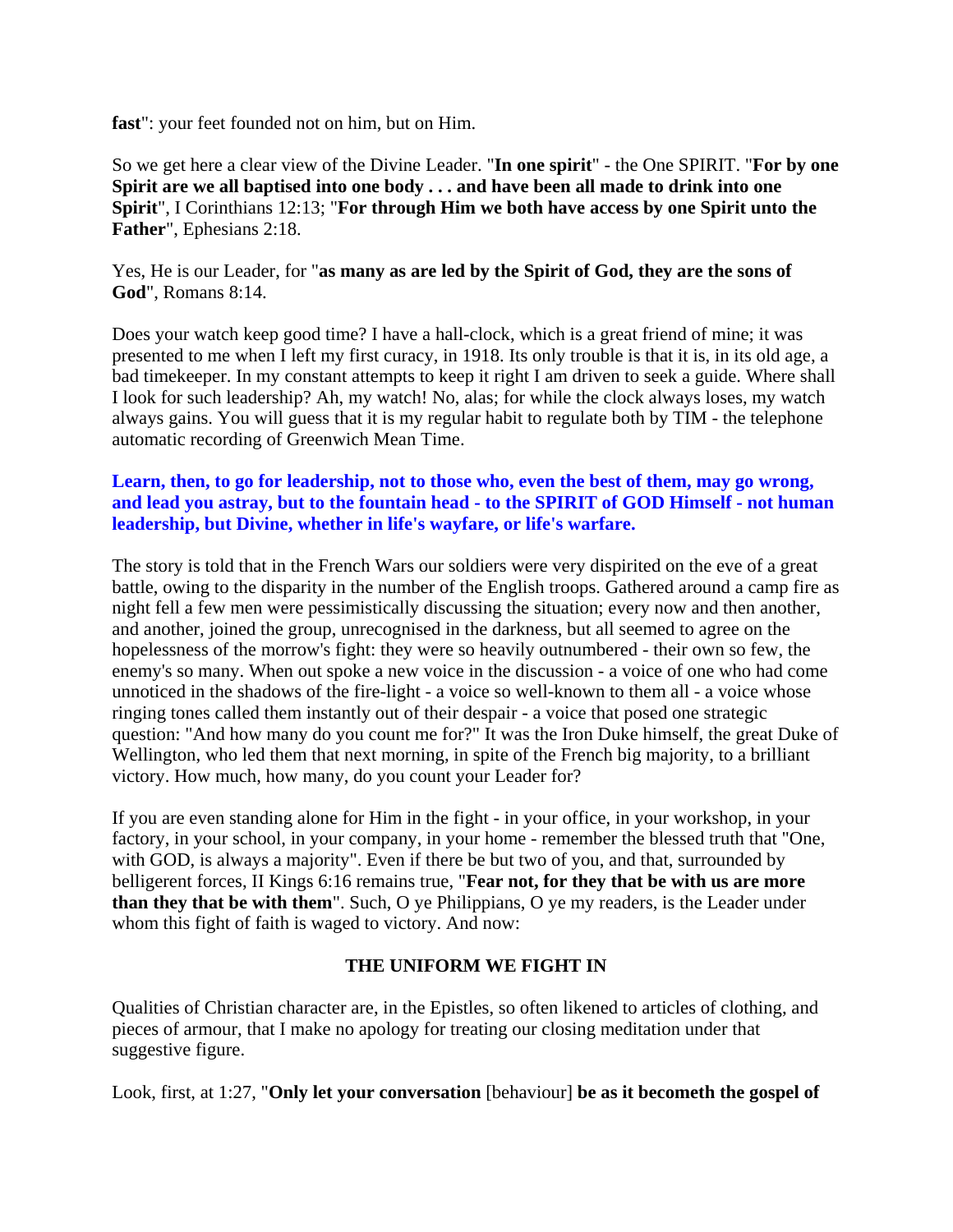**fast**": your feet founded not on him, but on Him.

So we get here a clear view of the Divine Leader. "**In one spirit**" - the One SPIRIT. "**For by one Spirit are we all baptised into one body . . . and have been all made to drink into one Spirit**", I Corinthians 12:13; "**For through Him we both have access by one Spirit unto the Father**", Ephesians 2:18.

Yes, He is our Leader, for "**as many as are led by the Spirit of God, they are the sons of God**", Romans 8:14.

Does your watch keep good time? I have a hall-clock, which is a great friend of mine; it was presented to me when I left my first curacy, in 1918. Its only trouble is that it is, in its old age, a bad timekeeper. In my constant attempts to keep it right I am driven to seek a guide. Where shall I look for such leadership? Ah, my watch! No, alas; for while the clock always loses, my watch always gains. You will guess that it is my regular habit to regulate both by TIM - the telephone automatic recording of Greenwich Mean Time.

**Learn, then, to go for leadership, not to those who, even the best of them, may go wrong, and lead you astray, but to the fountain head - to the SPIRIT of GOD Himself - not human leadership, but Divine, whether in life's wayfare, or life's warfare.**

The story is told that in the French Wars our soldiers were very dispirited on the eve of a great battle, owing to the disparity in the number of the English troops. Gathered around a camp fire as night fell a few men were pessimistically discussing the situation; every now and then another, and another, joined the group, unrecognised in the darkness, but all seemed to agree on the hopelessness of the morrow's fight: they were so heavily outnumbered - their own so few, the enemy's so many. When out spoke a new voice in the discussion - a voice of one who had come unnoticed in the shadows of the fire-light - a voice so well-known to them all - a voice whose ringing tones called them instantly out of their despair - a voice that posed one strategic question: "And how many do you count me for?" It was the Iron Duke himself, the great Duke of Wellington, who led them that next morning, in spite of the French big majority, to a brilliant victory. How much, how many, do you count your Leader for?

If you are even standing alone for Him in the fight - in your office, in your workshop, in your factory, in your school, in your company, in your home - remember the blessed truth that "One, with GOD, is always a majority". Even if there be but two of you, and that, surrounded by belligerent forces, II Kings 6:16 remains true, "**Fear not, for they that be with us are more than they that be with them**". Such, O ye Philippians, O ye my readers, is the Leader under whom this fight of faith is waged to victory. And now:

## THE UNIFORM WE FIGHT IN

Qualities of Christian character are, in the Epistles, so often likened to articles of clothing, and pieces of armour, that I make no apology for treating our closing meditation under that suggestive figure.

Look, first, at 1:27, "**Only let your conversation** [behaviour] **be as it becometh the gospel of**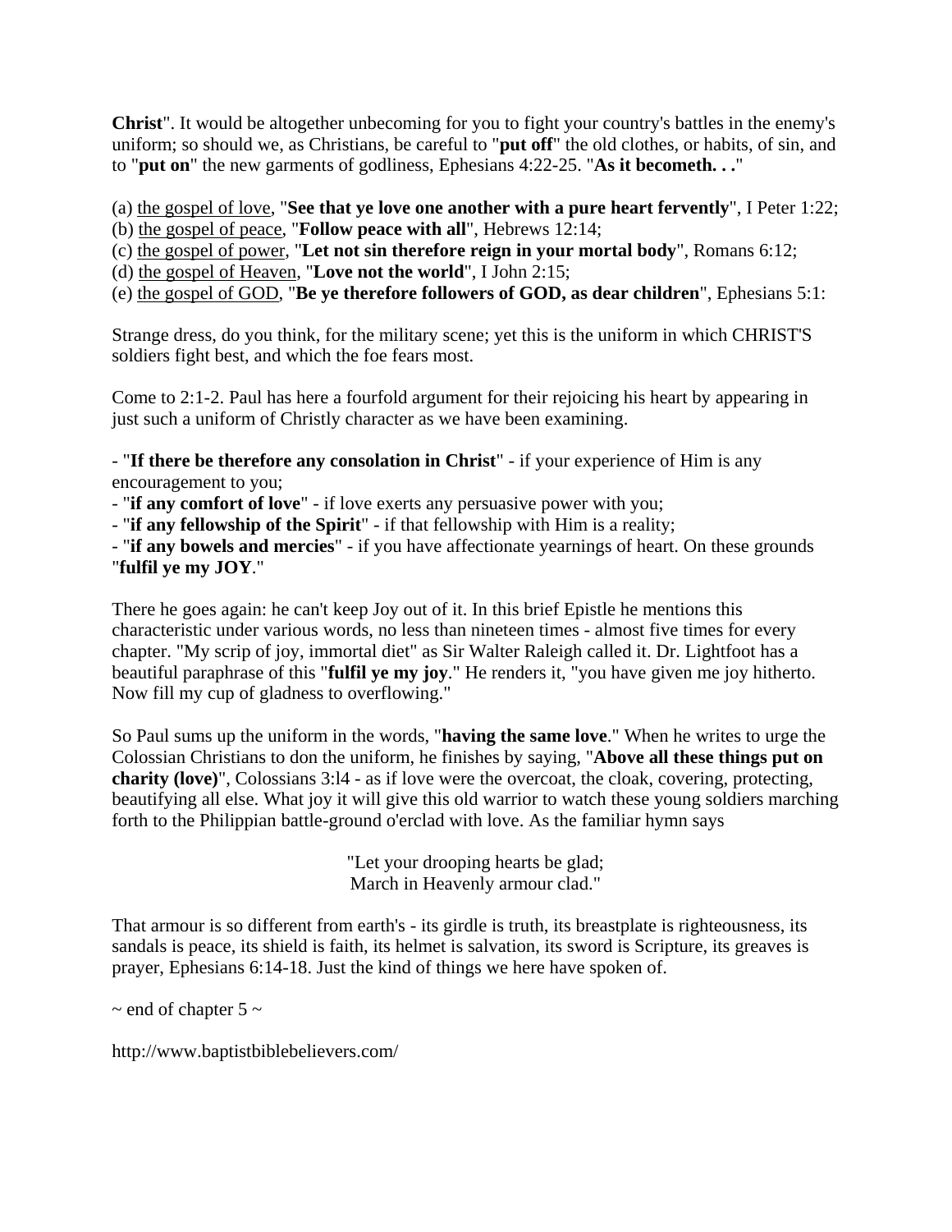**Christ**". It would be altogether unbecoming for you to fight your country's battles in the enemy's uniform; so should we, as Christians, be careful to "**put off**" the old clothes, or habits, of sin, and to "**put on**" the new garments of godliness, Ephesians 4:22-25. "**As it becometh. . .**"

(a) <u>the gospel of love</u>, "**See that ye love one another with a pure heart fervently**", I Peter 1:22;
(b) <u>the gospel of peace</u>, "**Follow peace with all**", Hebrews 12:14;
(c) <u>the gospel of power</u>, "**Let not sin therefore reign in your mortal body**", Romans 6:12;
(d) <u>the gospel of Heaven</u>, "**Love not the world**", I John 2:15;
(e) <u>the gospel of GOD</u>, "**Be ye therefore followers of GOD, as dear children**", Ephesians 5:1:

Strange dress, do you think, for the military scene; yet this is the uniform in which CHRIST'S soldiers fight best, and which the foe fears most.

Come to 2:1-2. Paul has here a fourfold argument for their rejoicing his heart by appearing in just such a uniform of Christly character as we have been examining.

- "**If there be therefore any consolation in Christ**" - if your experience of Him is any encouragement to you;
- "**if any comfort of love**" - if love exerts any persuasive power with you;
- "**if any fellowship of the Spirit**" - if that fellowship with Him is a reality;
- "**if any bowels and mercies**" - if you have affectionate yearnings of heart. On these grounds "**fulfil ye my JOY**."

There he goes again: he can't keep Joy out of it. In this brief Epistle he mentions this characteristic under various words, no less than nineteen times - almost five times for every chapter. "My scrip of joy, immortal diet" as Sir Walter Raleigh called it. Dr. Lightfoot has a beautiful paraphrase of this "**fulfil ye my joy**." He renders it, "you have given me joy hitherto. Now fill my cup of gladness to overflowing."

So Paul sums up the uniform in the words, "**having the same love**." When he writes to urge the Colossian Christians to don the uniform, he finishes by saying, "**Above all these things put on charity (love)**", Colossians 3:l4 - as if love were the overcoat, the cloak, covering, protecting, beautifying all else. What joy it will give this old warrior to watch these young soldiers marching forth to the Philippian battle-ground o'erclad with love. As the familiar hymn says

"Let your drooping hearts be glad;
March in Heavenly armour clad."

That armour is so different from earth's - its girdle is truth, its breastplate is righteousness, its sandals is peace, its shield is faith, its helmet is salvation, its sword is Scripture, its greaves is prayer, Ephesians 6:14-18. Just the kind of things we here have spoken of.

~ end of chapter 5 ~

http://www.baptistbiblebelievers.com/